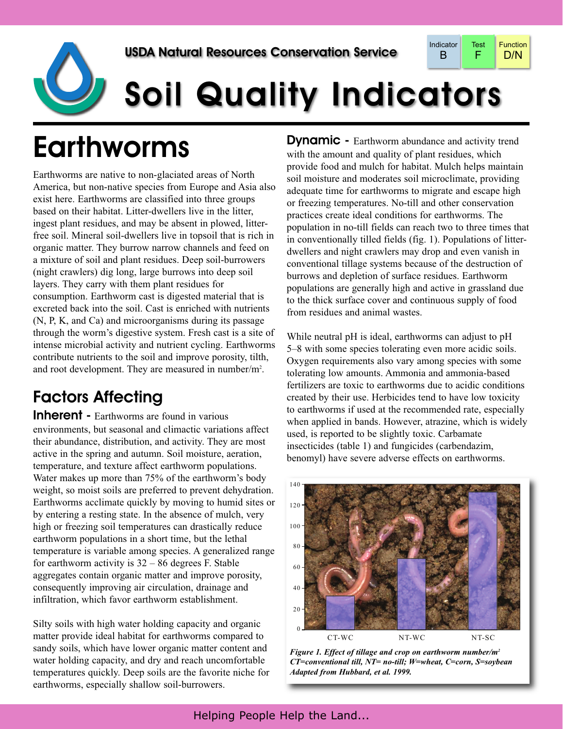USDA Natural Resources Conservation Service

| Indicator | Test | Function |
| --- | --- | --- |
| B | F | D/N |

# Soil Quality Indicators

## Earthworms

Earthworms are native to non-glaciated areas of North America, but non-native species from Europe and Asia also exist here. Earthworms are classified into three groups based on their habitat. Litter-dwellers live in the litter, ingest plant residues, and may be absent in plowed, litter-free soil. Mineral soil-dwellers live in topsoil that is rich in organic matter. They burrow narrow channels and feed on a mixture of soil and plant residues. Deep soil-burrowers (night crawlers) dig long, large burrows into deep soil layers. They carry with them plant residues for consumption. Earthworm cast is digested material that is excreted back into the soil. Cast is enriched with nutrients (N, P, K, and Ca) and microorganisms during its passage through the worm's digestive system. Fresh cast is a site of intense microbial activity and nutrient cycling. Earthworms contribute nutrients to the soil and improve porosity, tilth, and root development. They are measured in number/$m^2$.

### Factors Affecting

**Inherent -** Earthworms are found in various environments, but seasonal and climactic variations affect their abundance, distribution, and activity. They are most active in the spring and autumn. Soil moisture, aeration, temperature, and texture affect earthworm populations. Water makes up more than 75% of the earthworm's body weight, so moist soils are preferred to prevent dehydration. Earthworms acclimate quickly by moving to humid sites or by entering a resting state. In the absence of mulch, very high or freezing soil temperatures can drastically reduce earthworm populations in a short time, but the lethal temperature is variable among species. A generalized range for earthworm activity is 32 – 86 degrees F. Stable aggregates contain organic matter and improve porosity, consequently improving air circulation, drainage and infiltration, which favor earthworm establishment.

Silty soils with high water holding capacity and organic matter provide ideal habitat for earthworms compared to sandy soils, which have lower organic matter content and water holding capacity, and dry and reach uncomfortable temperatures quickly. Deep soils are the favorite niche for earthworms, especially shallow soil-burrowers.

**Dynamic -** Earthworm abundance and activity trend with the amount and quality of plant residues, which provide food and mulch for habitat. Mulch helps maintain soil moisture and moderates soil microclimate, providing adequate time for earthworms to migrate and escape high or freezing temperatures. No-till and other conservation practices create ideal conditions for earthworms. The population in no-till fields can reach two to three times that in conventionally tilled fields (fig. 1). Populations of litter-dwellers and night crawlers may drop and even vanish in conventional tillage systems because of the destruction of burrows and depletion of surface residues. Earthworm populations are generally high and active in grassland due to the thick surface cover and continuous supply of food from residues and animal wastes.

While neutral pH is ideal, earthworms can adjust to pH 5–8 with some species tolerating even more acidic soils. Oxygen requirements also vary among species with some tolerating low amounts. Ammonia and ammonia-based fertilizers are toxic to earthworms due to acidic conditions created by their use. Herbicides tend to have low toxicity to earthworms if used at the recommended rate, especially when applied in bands. However, atrazine, which is widely used, is reported to be slightly toxic. Carbamate insecticides (table 1) and fungicides (carbendazim, benomyl) have severe adverse effects on earthworms.

*Figure 1. Effect of tillage and crop on earthworm number/$m^2$ CT=conventional till, NT= no-till; W=wheat, C=corn, S=soybean Adapted from Hubbard, et al. 1999.*

Helping People Help the Land...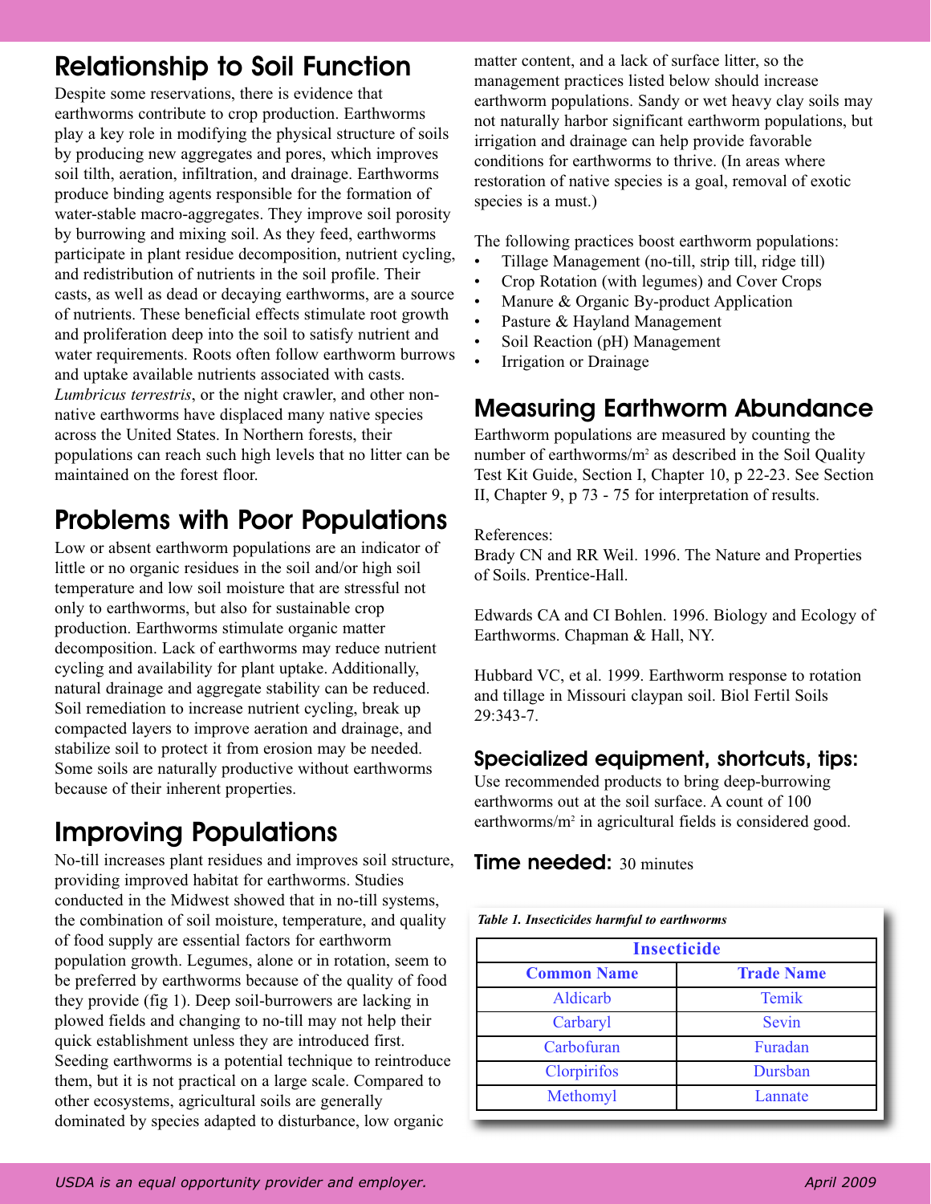## Relationship to Soil Function

Despite some reservations, there is evidence that earthworms contribute to crop production. Earthworms play a key role in modifying the physical structure of soils by producing new aggregates and pores, which improves soil tilth, aeration, infiltration, and drainage. Earthworms produce binding agents responsible for the formation of water-stable macro-aggregates. They improve soil porosity by burrowing and mixing soil. As they feed, earthworms participate in plant residue decomposition, nutrient cycling, and redistribution of nutrients in the soil profile. Their casts, as well as dead or decaying earthworms, are a source of nutrients. These beneficial effects stimulate root growth and proliferation deep into the soil to satisfy nutrient and water requirements. Roots often follow earthworm burrows and uptake available nutrients associated with casts. *Lumbricus terrestris*, or the night crawler, and other non-native earthworms have displaced many native species across the United States. In Northern forests, their populations can reach such high levels that no litter can be maintained on the forest floor.

## Problems with Poor Populations

Low or absent earthworm populations are an indicator of little or no organic residues in the soil and/or high soil temperature and low soil moisture that are stressful not only to earthworms, but also for sustainable crop production. Earthworms stimulate organic matter decomposition. Lack of earthworms may reduce nutrient cycling and availability for plant uptake. Additionally, natural drainage and aggregate stability can be reduced. Soil remediation to increase nutrient cycling, break up compacted layers to improve aeration and drainage, and stabilize soil to protect it from erosion may be needed. Some soils are naturally productive without earthworms because of their inherent properties.

## Improving Populations

No-till increases plant residues and improves soil structure, providing improved habitat for earthworms. Studies conducted in the Midwest showed that in no-till systems, the combination of soil moisture, temperature, and quality of food supply are essential factors for earthworm population growth. Legumes, alone or in rotation, seem to be preferred by earthworms because of the quality of food they provide (fig 1). Deep soil-burrowers are lacking in plowed fields and changing to no-till may not help their quick establishment unless they are introduced first. Seeding earthworms is a potential technique to reintroduce them, but it is not practical on a large scale. Compared to other ecosystems, agricultural soils are generally dominated by species adapted to disturbance, low organic matter content, and a lack of surface litter, so the management practices listed below should increase earthworm populations. Sandy or wet heavy clay soils may not naturally harbor significant earthworm populations, but irrigation and drainage can help provide favorable conditions for earthworms to thrive. (In areas where restoration of native species is a goal, removal of exotic species is a must.)

The following practices boost earthworm populations:

- Tillage Management (no-till, strip till, ridge till)
- Crop Rotation (with legumes) and Cover Crops
- Manure & Organic By-product Application
- Pasture & Hayland Management
- Soil Reaction (pH) Management
- Irrigation or Drainage

## Measuring Earthworm Abundance

Earthworm populations are measured by counting the number of earthworms/m$^2$ as described in the Soil Quality Test Kit Guide, Section I, Chapter 10, p 22-23. See Section II, Chapter 9, p 73 - 75 for interpretation of results.

References:

Brady CN and RR Weil. 1996. The Nature and Properties of Soils. Prentice-Hall.

Edwards CA and CI Bohlen. 1996. Biology and Ecology of Earthworms. Chapman & Hall, NY.

Hubbard VC, et al. 1999. Earthworm response to rotation and tillage in Missouri claypan soil. Biol Fertil Soils 29:343-7.

### Specialized equipment, shortcuts, tips:

Use recommended products to bring deep-burrowing earthworms out at the soil surface. A count of 100 earthworms/m$^2$ in agricultural fields is considered good.

### Time needed: 30 minutes

***Table 1. Insecticides harmful to earthworms***

| Insecticide | |
|---|---|
| **Common Name** | **Trade Name** |
| Aldicarb | Temik |
| Carbaryl | Sevin |
| Carbofuran | Furadan |
| Clorpirifos | Dursban |
| Methomyl | Lannate |

*USDA is an equal opportunity provider and employer.* *April 2009*